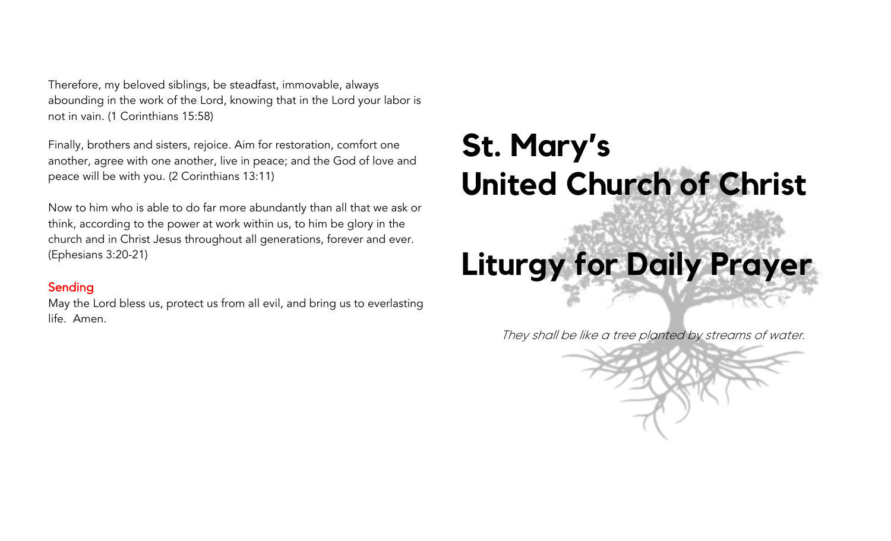Therefore, my beloved siblings, be steadfast, immovable, always abounding in the work of the Lord, knowing that in the Lord your labor is not in vain. (1 Corinthians 15:58)

Finally, brothers and sisters, rejoice. Aim for restoration, comfort one another, agree with one another, live in peace; and the God of love and peace will be with you. (2 Corinthians 13:11)

Now to him who is able to do far more abundantly than all that we ask or think, according to the power at work within us, to him be glory in the church and in Christ Jesus throughout all generations, forever and ever. (Ephesians 3:20-21)

### Sending

May the Lord bless us, protect us from all evil, and bring us to everlasting life. Amen.

# St. Mary's United Church of Christ

# Liturgy for Daily Prayer

*They shall be like a tree planted by streams of water.*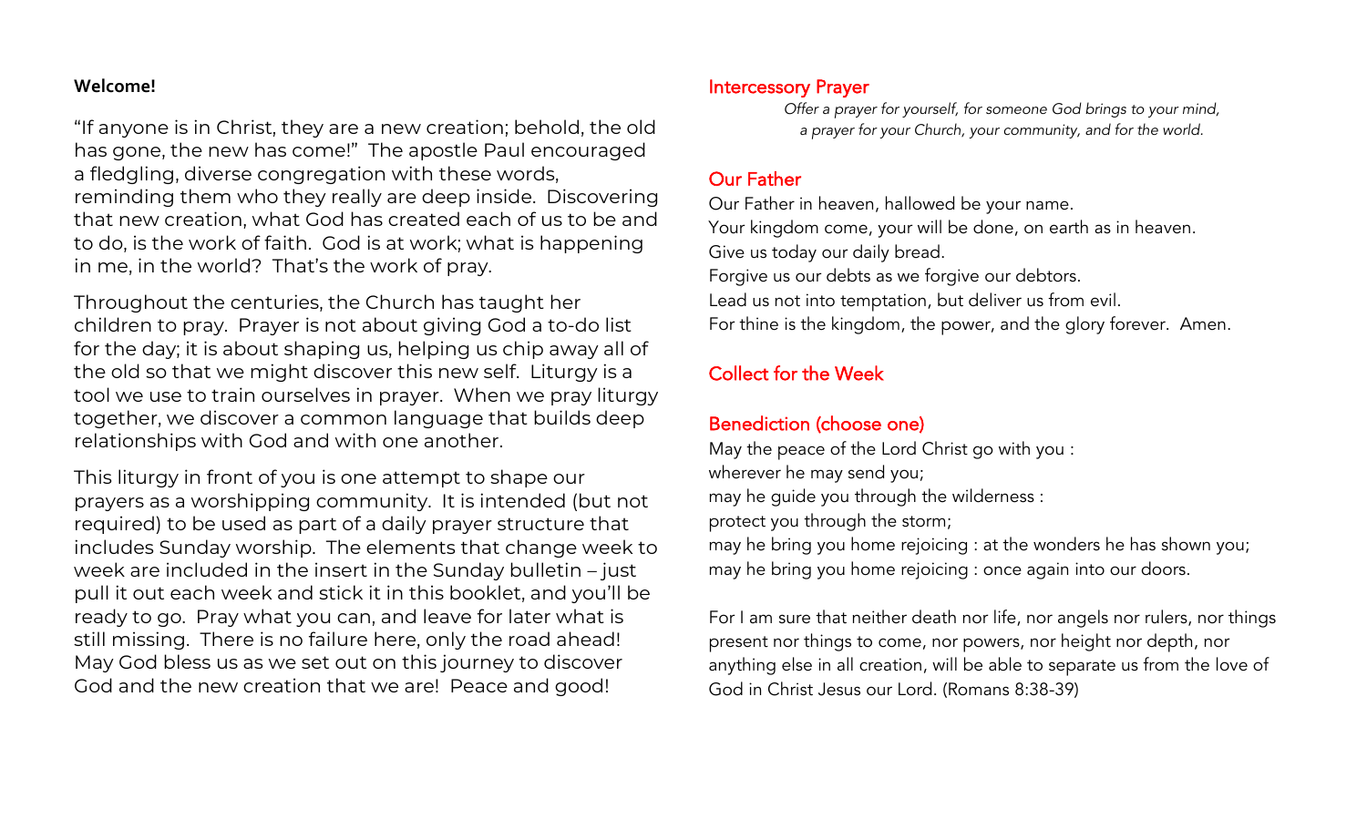**Welcome!**

"If anyone is in Christ, they are a new creation; behold, the old has gone, the new has come!" The apostle Paul encouraged a fledgling, diverse congregation with these words, reminding them who they really are deep inside. Discovering that new creation, what God has created each of us to be and to do, is the work of faith. God is at work; what is happening in me, in the world? That's the work of pray.

Throughout the centuries, the Church has taught her children to pray. Prayer is not about giving God a to-do list for the day; it is about shaping us, helping us chip away all of the old so that we might discover this new self. Liturgy is a tool we use to train ourselves in prayer. When we pray liturgy together, we discover a common language that builds deep relationships with God and with one another.

This liturgy in front of you is one attempt to shape our prayers as a worshipping community. It is intended (but not required) to be used as part of a daily prayer structure that includes Sunday worship. The elements that change week to week are included in the insert in the Sunday bulletin – just pull it out each week and stick it in this booklet, and you'll be ready to go. Pray what you can, and leave for later what is still missing. There is no failure here, only the road ahead! May God bless us as we set out on this journey to discover God and the new creation that we are! Peace and good!

## Intercessory Prayer

*Offer a prayer for yourself, for someone God brings to your mind, a prayer for your Church, your community, and for the world.*

## Our Father

Our Father in heaven, hallowed be your name.
Your kingdom come, your will be done, on earth as in heaven.
Give us today our daily bread.
Forgive us our debts as we forgive our debtors.
Lead us not into temptation, but deliver us from evil.
For thine is the kingdom, the power, and the glory forever. Amen.

## Collect for the Week

## Benediction (choose one)

May the peace of the Lord Christ go with you :
wherever he may send you;
may he guide you through the wilderness :
protect you through the storm;
may he bring you home rejoicing : at the wonders he has shown you;
may he bring you home rejoicing : once again into our doors.

For I am sure that neither death nor life, nor angels nor rulers, nor things present nor things to come, nor powers, nor height nor depth, nor anything else in all creation, will be able to separate us from the love of God in Christ Jesus our Lord. (Romans 8:38-39)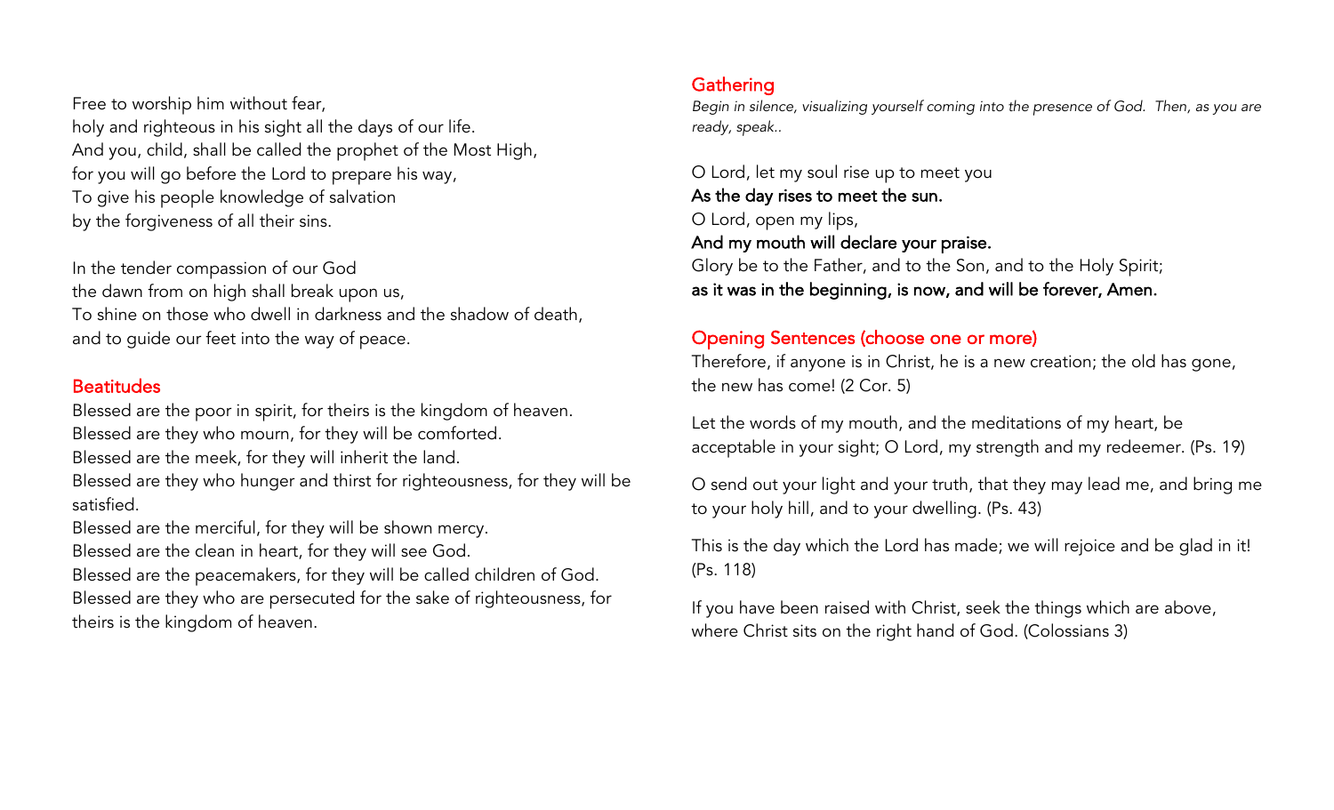Free to worship him without fear,
holy and righteous in his sight all the days of our life.
And you, child, shall be called the prophet of the Most High,
for you will go before the Lord to prepare his way,
To give his people knowledge of salvation
by the forgiveness of all their sins.

In the tender compassion of our God
the dawn from on high shall break upon us,
To shine on those who dwell in darkness and the shadow of death,
and to guide our feet into the way of peace.

## Beatitudes

Blessed are the poor in spirit, for theirs is the kingdom of heaven.
Blessed are they who mourn, for they will be comforted.
Blessed are the meek, for they will inherit the land.
Blessed are they who hunger and thirst for righteousness, for they will be satisfied.
Blessed are the merciful, for they will be shown mercy.
Blessed are the clean in heart, for they will see God.
Blessed are the peacemakers, for they will be called children of God.
Blessed are they who are persecuted for the sake of righteousness, for theirs is the kingdom of heaven.

## Gathering

*Begin in silence, visualizing yourself coming into the presence of God. Then, as you are ready, speak..*

O Lord, let my soul rise up to meet you
**As the day rises to meet the sun.**
O Lord, open my lips,
**And my mouth will declare your praise.**
Glory be to the Father, and to the Son, and to the Holy Spirit;
**as it was in the beginning, is now, and will be forever, Amen.**

## Opening Sentences (choose one or more)

Therefore, if anyone is in Christ, he is a new creation; the old has gone, the new has come! (2 Cor. 5)

Let the words of my mouth, and the meditations of my heart, be acceptable in your sight; O Lord, my strength and my redeemer. (Ps. 19)

O send out your light and your truth, that they may lead me, and bring me to your holy hill, and to your dwelling. (Ps. 43)

This is the day which the Lord has made; we will rejoice and be glad in it! (Ps. 118)

If you have been raised with Christ, seek the things which are above, where Christ sits on the right hand of God. (Colossians 3)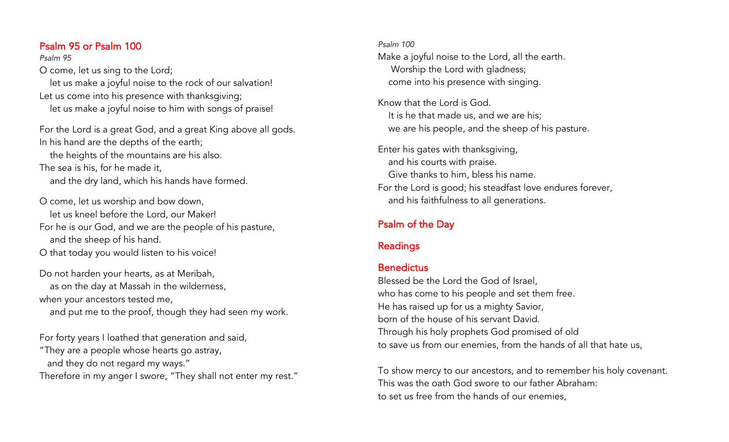## Psalm 95 or Psalm 100

*Psalm 95*

O come, let us sing to the Lord;
let us make a joyful noise to the rock of our salvation!
Let us come into his presence with thanksgiving;
let us make a joyful noise to him with songs of praise!

For the Lord is a great God, and a great King above all gods.
In his hand are the depths of the earth;
the heights of the mountains are his also.
The sea is his, for he made it,
and the dry land, which his hands have formed.

O come, let us worship and bow down,
let us kneel before the Lord, our Maker!
For he is our God, and we are the people of his pasture,
and the sheep of his hand.
O that today you would listen to his voice!

Do not harden your hearts, as at Meribah,
as on the day at Massah in the wilderness,
when your ancestors tested me,
and put me to the proof, though they had seen my work.

For forty years I loathed that generation and said,
"They are a people whose hearts go astray,
and they do not regard my ways."
Therefore in my anger I swore, "They shall not enter my rest."

*Psalm 100*

Make a joyful noise to the Lord, all the earth.
Worship the Lord with gladness;
come into his presence with singing.

Know that the Lord is God.
It is he that made us, and we are his;
we are his people, and the sheep of his pasture.

Enter his gates with thanksgiving,
and his courts with praise.
Give thanks to him, bless his name.
For the Lord is good; his steadfast love endures forever,
and his faithfulness to all generations.

## Psalm of the Day

## Readings

## Benedictus

Blessed be the Lord the God of Israel,
who has come to his people and set them free.
He has raised up for us a mighty Savior,
born of the house of his servant David.
Through his holy prophets God promised of old
to save us from our enemies, from the hands of all that hate us,

To show mercy to our ancestors, and to remember his holy covenant.
This was the oath God swore to our father Abraham:
to set us free from the hands of our enemies,